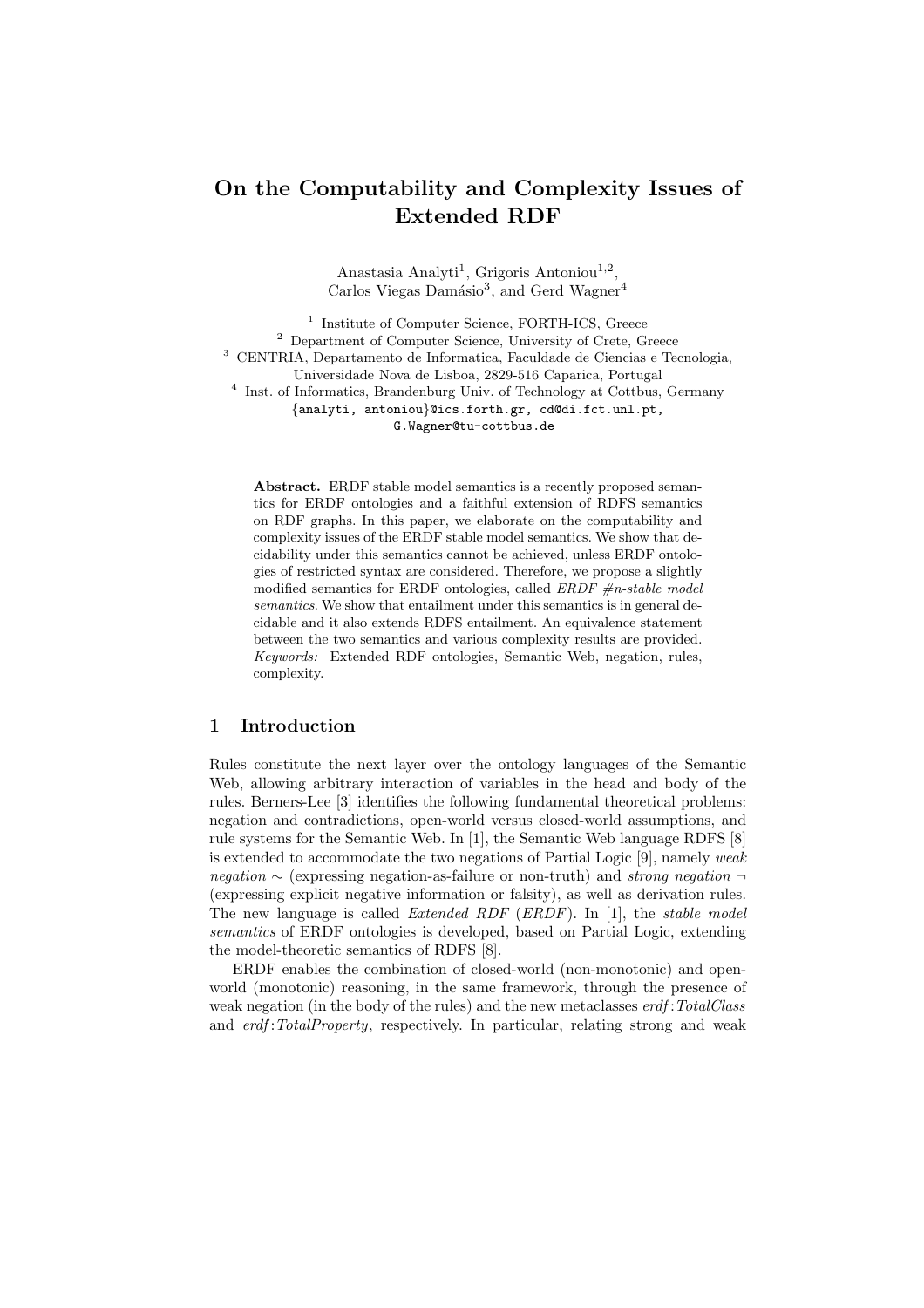# On the Computability and Complexity Issues of Extended RDF

Anastasia Analyti[1], Grigoris Antoniou[1,2], Carlos Viegas Damásio[3], and Gerd Wagner[4]

[1] Institute of Computer Science, FORTH-ICS, Greece
[2] Department of Computer Science, University of Crete, Greece
[3] CENTRIA, Departamento de Informatica, Faculdade de Ciencias e Tecnologia, Universidade Nova de Lisboa, 2829-516 Caparica, Portugal
[4] Inst. of Informatics, Brandenburg Univ. of Technology at Cottbus, Germany
{analyti, antoniou}@ics.forth.gr, cd@di.fct.unl.pt, G.Wagner@tu-cottbus.de

**Abstract.** ERDF stable model semantics is a recently proposed semantics for ERDF ontologies and a faithful extension of RDFS semantics on RDF graphs. In this paper, we elaborate on the computability and complexity issues of the ERDF stable model semantics. We show that decidability under this semantics cannot be achieved, unless ERDF ontologies of restricted syntax are considered. Therefore, we propose a slightly modified semantics for ERDF ontologies, called *ERDF #n-stable model semantics*. We show that entailment under this semantics is in general decidable and it also extends RDFS entailment. An equivalence statement between the two semantics and various complexity results are provided.
*Keywords:* Extended RDF ontologies, Semantic Web, negation, rules, complexity.

## 1 Introduction

Rules constitute the next layer over the ontology languages of the Semantic Web, allowing arbitrary interaction of variables in the head and body of the rules. Berners-Lee [3] identifies the following fundamental theoretical problems: negation and contradictions, open-world versus closed-world assumptions, and rule systems for the Semantic Web. In [1], the Semantic Web language RDFS [8] is extended to accommodate the two negations of Partial Logic [9], namely *weak negation* $\sim$ (expressing negation-as-failure or non-truth) and *strong negation* $\neg$ (expressing explicit negative information or falsity), as well as derivation rules. The new language is called *Extended RDF* (*ERDF*). In [1], the *stable model semantics* of ERDF ontologies is developed, based on Partial Logic, extending the model-theoretic semantics of RDFS [8].

ERDF enables the combination of closed-world (non-monotonic) and open-world (monotonic) reasoning, in the same framework, through the presence of weak negation (in the body of the rules) and the new metaclasses *erdf*:*TotalClass* and *erdf*:*TotalProperty*, respectively. In particular, relating strong and weak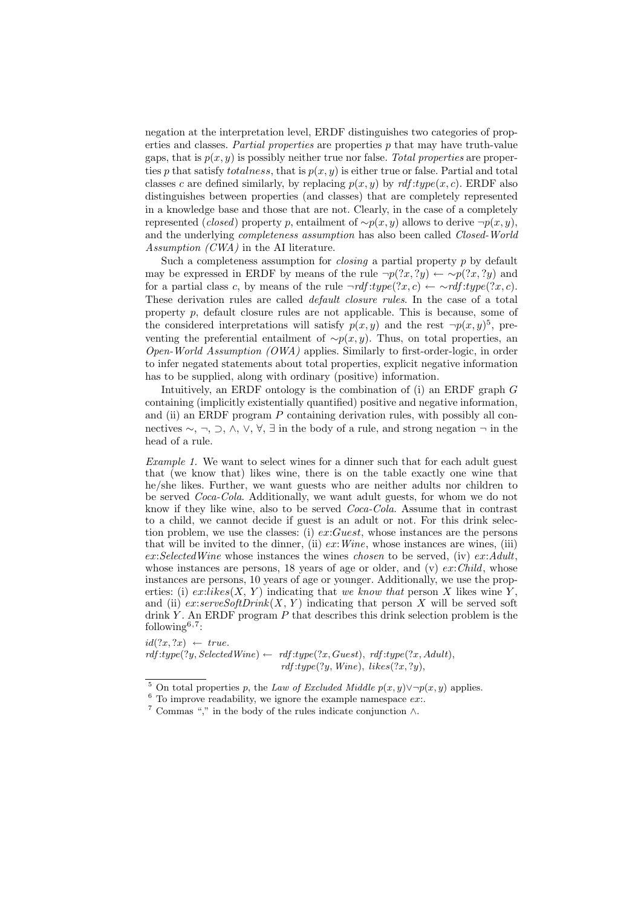negation at the interpretation level, ERDF distinguishes two categories of properties and classes. *Partial properties* are properties $p$ that may have truth-value gaps, that is $p(x, y)$ is possibly neither true nor false. *Total properties* are properties $p$ that satisfy *totalness*, that is $p(x, y)$ is either true or false. Partial and total classes $c$ are defined similarly, by replacing $p(x, y)$ by $rdf{:}type(x, c)$. ERDF also distinguishes between properties (and classes) that are completely represented in a knowledge base and those that are not. Clearly, in the case of a completely represented (*closed*) property $p$, entailment of $\sim p(x, y)$ allows to derive $\neg p(x, y)$, and the underlying *completeness assumption* has also been called *Closed-World Assumption (CWA)* in the AI literature.

Such a completeness assumption for *closing* a partial property $p$ by default may be expressed in ERDF by means of the rule $\neg p(?x, ?y) \leftarrow \sim p(?x, ?y)$ and for a partial class $c$, by means of the rule $\neg rdf{:}type(?x, c) \leftarrow \sim rdf{:}type(?x, c)$. These derivation rules are called *default closure rules*. In the case of a total property $p$, default closure rules are not applicable. This is because, some of the considered interpretations will satisfy $p(x, y)$ and the rest $\neg p(x, y)$[5], preventing the preferential entailment of $\sim p(x, y)$. Thus, on total properties, an *Open-World Assumption (OWA)* applies. Similarly to first-order-logic, in order to infer negated statements about total properties, explicit negative information has to be supplied, along with ordinary (positive) information.

Intuitively, an ERDF ontology is the combination of (i) an ERDF graph $G$ containing (implicitly existentially quantified) positive and negative information, and (ii) an ERDF program $P$ containing derivation rules, with possibly all connectives $\sim$, $\neg$, $\supset$, $\wedge$, $\vee$, $\forall$, $\exists$ in the body of a rule, and strong negation $\neg$ in the head of a rule.

*Example 1.* We want to select wines for a dinner such that for each adult guest that (we know that) likes wine, there is on the table exactly one wine that he/she likes. Further, we want guests who are neither adults nor children to be served *Coca-Cola*. Additionally, we want adult guests, for whom we do not know if they like wine, also to be served *Coca-Cola*. Assume that in contrast to a child, we cannot decide if guest is an adult or not. For this drink selection problem, we use the classes: (i) *ex*:*Guest*, whose instances are the persons that will be invited to the dinner, (ii) *ex*:*Wine*, whose instances are wines, (iii) *ex*:*SelectedWine* whose instances the wines *chosen* to be served, (iv) *ex*:*Adult*, whose instances are persons, 18 years of age or older, and (v) *ex*:*Child*, whose instances are persons, 10 years of age or younger. Additionally, we use the properties: (i) *ex*:*likes*($X$, $Y$) indicating that *we know that* person $X$ likes wine $Y$, and (ii) *ex*:*serveSoftDrink*($X$, $Y$) indicating that person $X$ will be served soft drink $Y$. An ERDF program $P$ that describes this drink selection problem is the following[6,7]:

$$id(?x, ?x) \leftarrow true.$$
$$rdf{:}type(?y, SelectedWine) \leftarrow rdf{:}type(?x, Guest),\ rdf{:}type(?x, Adult),$$
$$rdf{:}type(?y, Wine),\ likes(?x, ?y),$$

[5] On total properties $p$, the *Law of Excluded Middle* $p(x, y) \vee \neg p(x, y)$ applies.

[6] To improve readability, we ignore the example namespace *ex*:.

[7] Commas "," in the body of the rules indicate conjunction $\wedge$.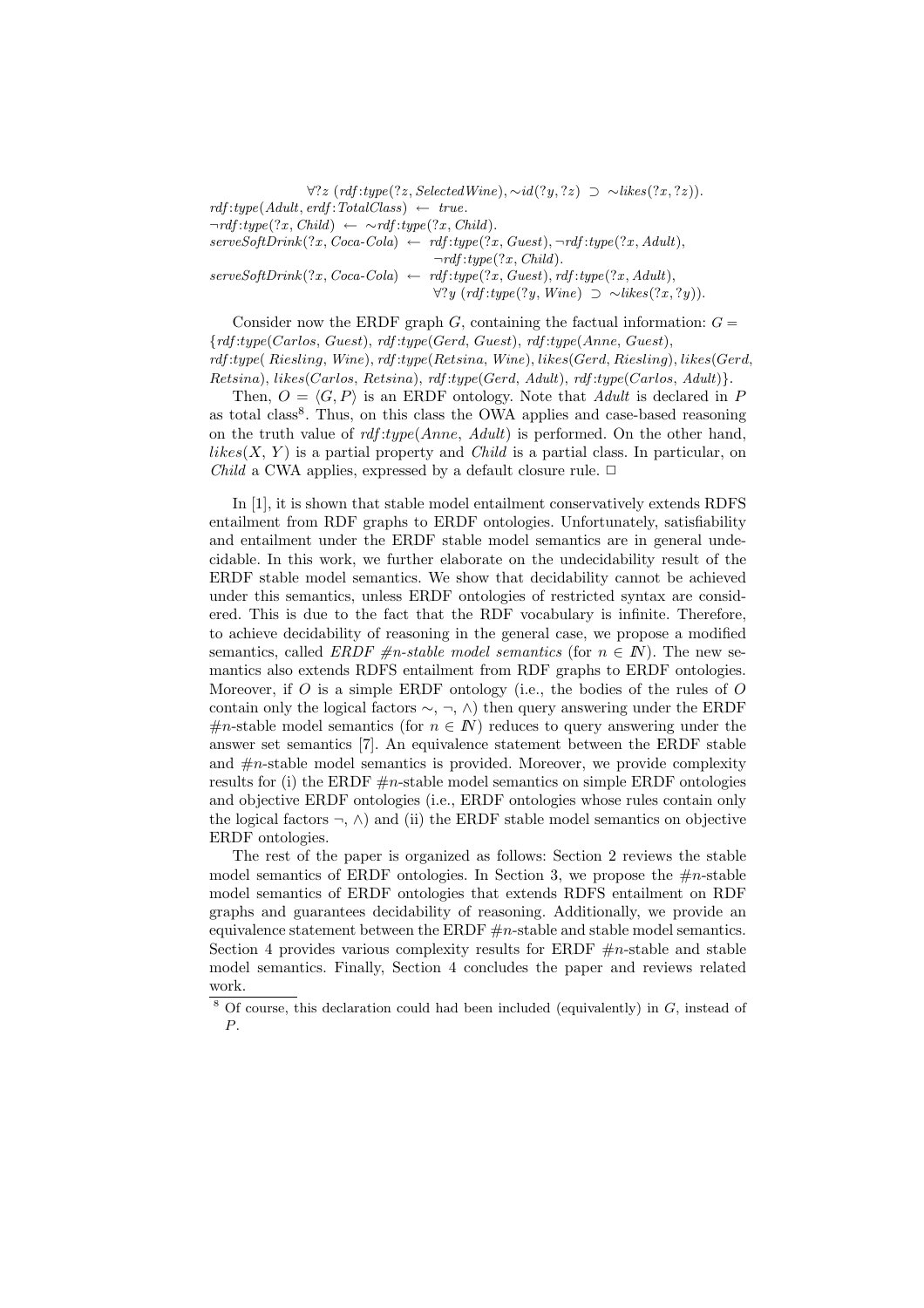$\forall ?z\ (rdf{:}type(?z, SelectedWine), {\sim}id(?y, ?z)\ \supset\ {\sim}likes(?x, ?z)).$

$rdf{:}type(Adult, erdf{:}TotalClass)\ \leftarrow\ true.$

$\neg rdf{:}type(?x, Child)\ \leftarrow\ {\sim}rdf{:}type(?x, Child).$

$serveSoftDrink(?x, Coca\text{-}Cola)\ \leftarrow\ rdf{:}type(?x, Guest), \neg rdf{:}type(?x, Adult), \neg rdf{:}type(?x, Child).$

$serveSoftDrink(?x, Coca\text{-}Cola)\ \leftarrow\ rdf{:}type(?x, Guest), rdf{:}type(?x, Adult), \forall ?y\ (rdf{:}type(?y, Wine)\ \supset\ {\sim}likes(?x, ?y)).$

Consider now the ERDF graph $G$, containing the factual information: $G = \{rdf{:}type(Carlos, Guest), rdf{:}type(Gerd, Guest), rdf{:}type(Anne, Guest), rdf{:}type(Riesling, Wine), rdf{:}type(Retsina, Wine), likes(Gerd, Riesling), likes(Gerd, Retsina), likes(Carlos, Retsina), rdf{:}type(Gerd, Adult), rdf{:}type(Carlos, Adult)\}$.

Then, $O = \langle G, P\rangle$ is an ERDF ontology. Note that *Adult* is declared in $P$ as total class[8]. Thus, on this class the OWA applies and case-based reasoning on the truth value of $rdf{:}type(Anne, Adult)$ is performed. On the other hand, $likes(X, Y)$ is a partial property and *Child* is a partial class. In particular, on *Child* a CWA applies, expressed by a default closure rule. □

In [1], it is shown that stable model entailment conservatively extends RDFS entailment from RDF graphs to ERDF ontologies. Unfortunately, satisfiability and entailment under the ERDF stable model semantics are in general undecidable. In this work, we further elaborate on the undecidability result of the ERDF stable model semantics. We show that decidability cannot be achieved under this semantics, unless ERDF ontologies of restricted syntax are considered. This is due to the fact that the RDF vocabulary is infinite. Therefore, to achieve decidability of reasoning in the general case, we propose a modified semantics, called *ERDF #n-stable model semantics* (for $n \in I\!N$). The new semantics also extends RDFS entailment from RDF graphs to ERDF ontologies. Moreover, if $O$ is a simple ERDF ontology (i.e., the bodies of the rules of $O$ contain only the logical factors $\sim, \neg, \wedge$) then query answering under the ERDF #$n$-stable model semantics (for $n \in I\!N$) reduces to query answering under the answer set semantics [7]. An equivalence statement between the ERDF stable and #$n$-stable model semantics is provided. Moreover, we provide complexity results for (i) the ERDF #$n$-stable model semantics on simple ERDF ontologies and objective ERDF ontologies (i.e., ERDF ontologies whose rules contain only the logical factors $\neg, \wedge$) and (ii) the ERDF stable model semantics on objective ERDF ontologies.

The rest of the paper is organized as follows: Section 2 reviews the stable model semantics of ERDF ontologies. In Section 3, we propose the #$n$-stable model semantics of ERDF ontologies that extends RDFS entailment on RDF graphs and guarantees decidability of reasoning. Additionally, we provide an equivalence statement between the ERDF #$n$-stable and stable model semantics. Section 4 provides various complexity results for ERDF #$n$-stable and stable model semantics. Finally, Section 4 concludes the paper and reviews related work.

---

[8] Of course, this declaration could had been included (equivalently) in $G$, instead of $P$.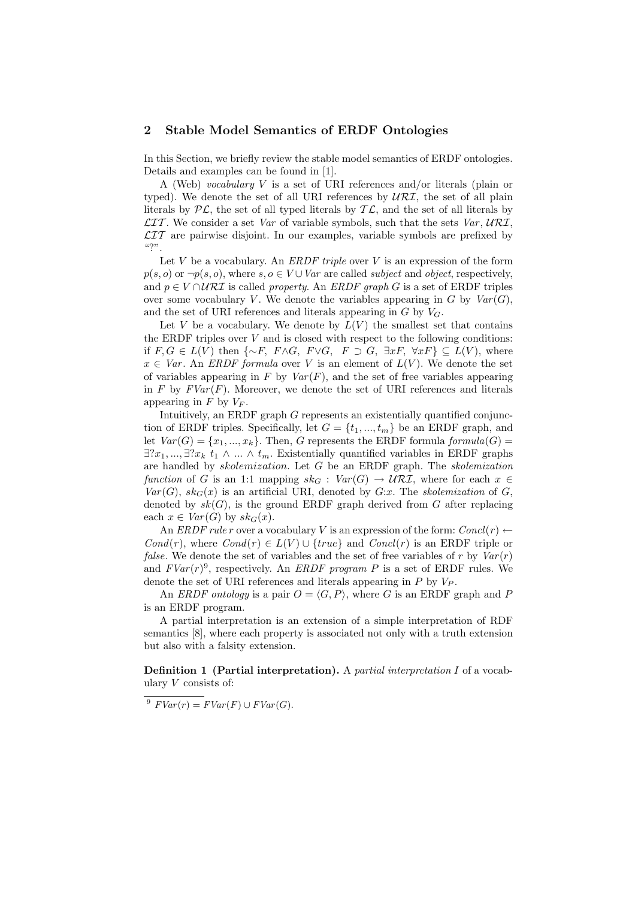## 2 Stable Model Semantics of ERDF Ontologies

In this Section, we briefly review the stable model semantics of ERDF ontologies. Details and examples can be found in [1].

A (Web) *vocabulary* $V$ is a set of URI references and/or literals (plain or typed). We denote the set of all URI references by $\mathcal{URI}$, the set of all plain literals by $\mathcal{PL}$, the set of all typed literals by $\mathcal{TL}$, and the set of all literals by $\mathcal{LIT}$. We consider a set *Var* of variable symbols, such that the sets *Var*, $\mathcal{URI}$, $\mathcal{LIT}$ are pairwise disjoint. In our examples, variable symbols are prefixed by "?".

Let $V$ be a vocabulary. An *ERDF triple* over $V$ is an expression of the form $p(s, o)$ or $\neg p(s, o)$, where $s, o \in V \cup Var$ are called *subject* and *object*, respectively, and $p \in V \cap \mathcal{URI}$ is called *property*. An *ERDF graph* $G$ is a set of ERDF triples over some vocabulary $V$. We denote the variables appearing in $G$ by $Var(G)$, and the set of URI references and literals appearing in $G$ by $V_G$.

Let $V$ be a vocabulary. We denote by $L(V)$ the smallest set that contains the ERDF triples over $V$ and is closed with respect to the following conditions: if $F, G \in L(V)$ then $\{\sim F,\ F \wedge G,\ F \vee G,\ \ F \supset G,\ \exists x F,\ \forall x F\} \subseteq L(V)$, where $x \in Var$. An *ERDF formula* over $V$ is an element of $L(V)$. We denote the set of variables appearing in $F$ by $Var(F)$, and the set of free variables appearing in $F$ by $FVar(F)$. Moreover, we denote the set of URI references and literals appearing in $F$ by $V_F$.

Intuitively, an ERDF graph $G$ represents an existentially quantified conjunction of ERDF triples. Specifically, let $G = \{t_1, ..., t_m\}$ be an ERDF graph, and let $Var(G) = \{x_1, ..., x_k\}$. Then, $G$ represents the ERDF formula $formula(G) = \exists ?x_1, ..., \exists ?x_k\ t_1 \wedge ... \wedge t_m$. Existentially quantified variables in ERDF graphs are handled by *skolemization*. Let $G$ be an ERDF graph. The *skolemization function* of $G$ is an 1:1 mapping $sk_G : Var(G) \rightarrow \mathcal{URI}$, where for each $x \in Var(G)$, $sk_G(x)$ is an artificial URI, denoted by $G{:}x$. The *skolemization* of $G$, denoted by $sk(G)$, is the ground ERDF graph derived from $G$ after replacing each $x \in Var(G)$ by $sk_G(x)$.

An *ERDF rule* $r$ over a vocabulary $V$ is an expression of the form: $Concl(r) \leftarrow Cond(r)$, where $Cond(r) \in L(V) \cup \{true\}$ and $Concl(r)$ is an ERDF triple or *false*. We denote the set of variables and the set of free variables of $r$ by $Var(r)$ and $FVar(r)$[9], respectively. An *ERDF program* $P$ is a set of ERDF rules. We denote the set of URI references and literals appearing in $P$ by $V_P$.

An *ERDF ontology* is a pair $O = \langle G, P \rangle$, where $G$ is an ERDF graph and $P$ is an ERDF program.

A partial interpretation is an extension of a simple interpretation of RDF semantics [8], where each property is associated not only with a truth extension but also with a falsity extension.

**Definition 1 (Partial interpretation).** A *partial interpretation* $I$ of a vocabulary $V$ consists of:

[9] $FVar(r) = FVar(F) \cup FVar(G)$.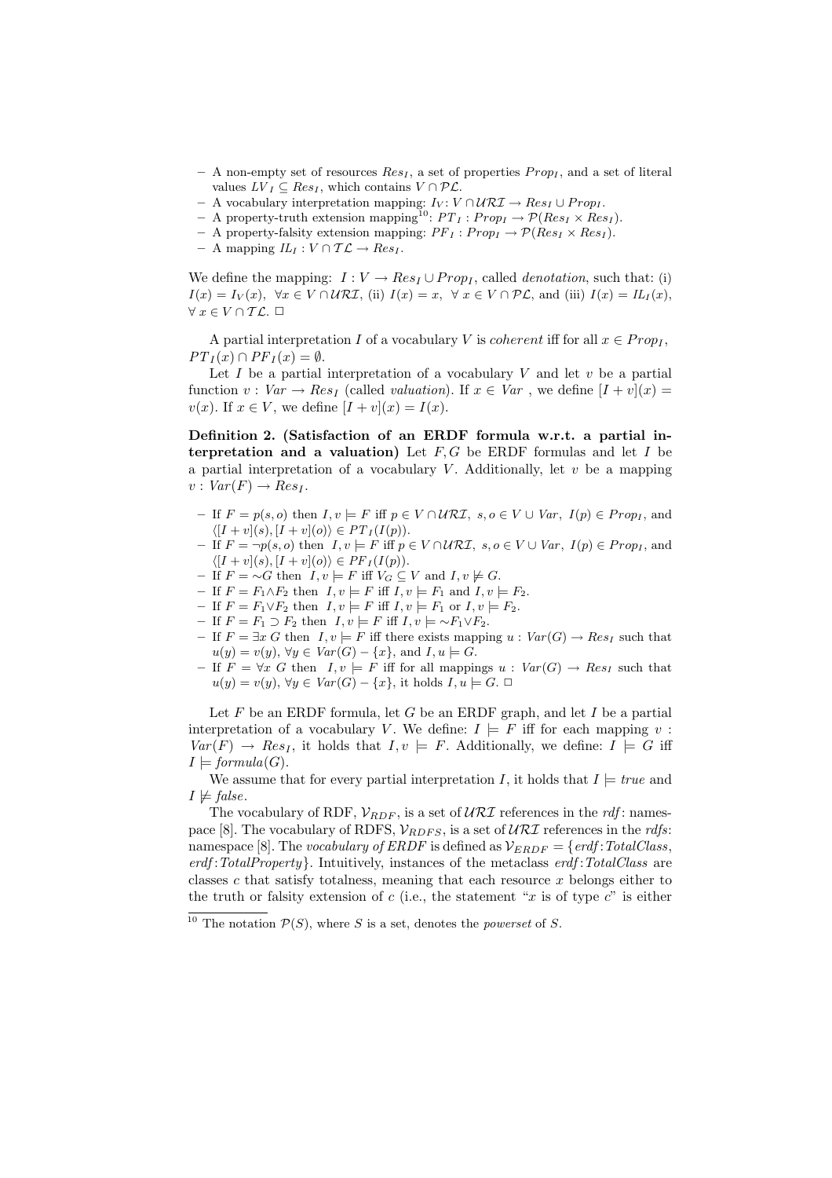- A non-empty set of resources $Res_I$, a set of properties $Prop_I$, and a set of literal values $LV_I \subseteq Res_I$, which contains $V \cap \mathcal{PL}$.
- A vocabulary interpretation mapping: $I_V \colon V \cap \mathcal{URI} \to Res_I \cup Prop_I$.
- A property-truth extension mapping[10]: $PT_I : Prop_I \to \mathcal{P}(Res_I \times Res_I)$.
- A property-falsity extension mapping: $PF_I : Prop_I \to \mathcal{P}(Res_I \times Res_I)$.
- A mapping $IL_I : V \cap \mathcal{TL} \to Res_I$.

We define the mapping: $I : V \to Res_I \cup Prop_I$, called *denotation*, such that: (i) $I(x) = I_V(x)$, $\forall x \in V \cap \mathcal{URI}$, (ii) $I(x) = x$, $\forall\, x \in V \cap \mathcal{PL}$, and (iii) $I(x) = IL_I(x)$, $\forall\, x \in V \cap \mathcal{TL}$. □

A partial interpretation $I$ of a vocabulary $V$ is *coherent* iff for all $x \in Prop_I$, $PT_I(x) \cap PF_I(x) = \emptyset$.

Let $I$ be a partial interpretation of a vocabulary $V$ and let $v$ be a partial function $v : Var \to Res_I$ (called *valuation*). If $x \in Var$, we define $[I + v](x) = v(x)$. If $x \in V$, we define $[I + v](x) = I(x)$.

**Definition 2. (Satisfaction of an ERDF formula w.r.t. a partial interpretation and a valuation)** Let $F, G$ be ERDF formulas and let $I$ be a partial interpretation of a vocabulary $V$. Additionally, let $v$ be a mapping $v : Var(F) \to Res_I$.

- If $F = p(s, o)$ then $I, v \models F$ iff $p \in V \cap \mathcal{URI}$, $s, o \in V \cup Var$, $I(p) \in Prop_I$, and $\langle [I + v](s), [I + v](o) \rangle \in PT_I(I(p))$.
- If $F = \neg p(s, o)$ then $I, v \models F$ iff $p \in V \cap \mathcal{URI}$, $s, o \in V \cup Var$, $I(p) \in Prop_I$, and $\langle [I + v](s), [I + v](o) \rangle \in PF_I(I(p))$.
- If $F = {\sim} G$ then $I, v \models F$ iff $V_G \subseteq V$ and $I, v \not\models G$.
- If $F = F_1 \wedge F_2$ then $I, v \models F$ iff $I, v \models F_1$ and $I, v \models F_2$.
- If $F = F_1 \vee F_2$ then $I, v \models F$ iff $I, v \models F_1$ or $I, v \models F_2$.
- If $F = F_1 \supset F_2$ then $I, v \models F$ iff $I, v \models {\sim} F_1 \vee F_2$.
- If $F = \exists x\, G$ then $I, v \models F$ iff there exists mapping $u : Var(G) \to Res_I$ such that $u(y) = v(y)$, $\forall y \in Var(G) - \{x\}$, and $I, u \models G$.
- If $F = \forall x\, G$ then $I, v \models F$ iff for all mappings $u : Var(G) \to Res_I$ such that $u(y) = v(y)$, $\forall y \in Var(G) - \{x\}$, it holds $I, u \models G$. □

Let $F$ be an ERDF formula, let $G$ be an ERDF graph, and let $I$ be a partial interpretation of a vocabulary $V$. We define: $I \models F$ iff for each mapping $v : Var(F) \to Res_I$, it holds that $I, v \models F$. Additionally, we define: $I \models G$ iff $I \models formula(G)$.

We assume that for every partial interpretation $I$, it holds that $I \models true$ and $I \not\models false$.

The vocabulary of RDF, $\mathcal{V}_{RDF}$, is a set of $\mathcal{URI}$ references in the *rdf*: namespace [8]. The vocabulary of RDFS, $\mathcal{V}_{RDFS}$, is a set of $\mathcal{URI}$ references in the *rdfs*: namespace [8]. The *vocabulary of ERDF* is defined as $\mathcal{V}_{ERDF} = \{$*erdf*:*TotalClass*, *erdf*:*TotalProperty*$\}$. Intuitively, instances of the metaclass *erdf*:*TotalClass* are classes $c$ that satisfy totalness, meaning that each resource $x$ belongs either to the truth or falsity extension of $c$ (i.e., the statement "$x$ is of type $c$" is either

[10] The notation $\mathcal{P}(S)$, where $S$ is a set, denotes the *powerset* of $S$.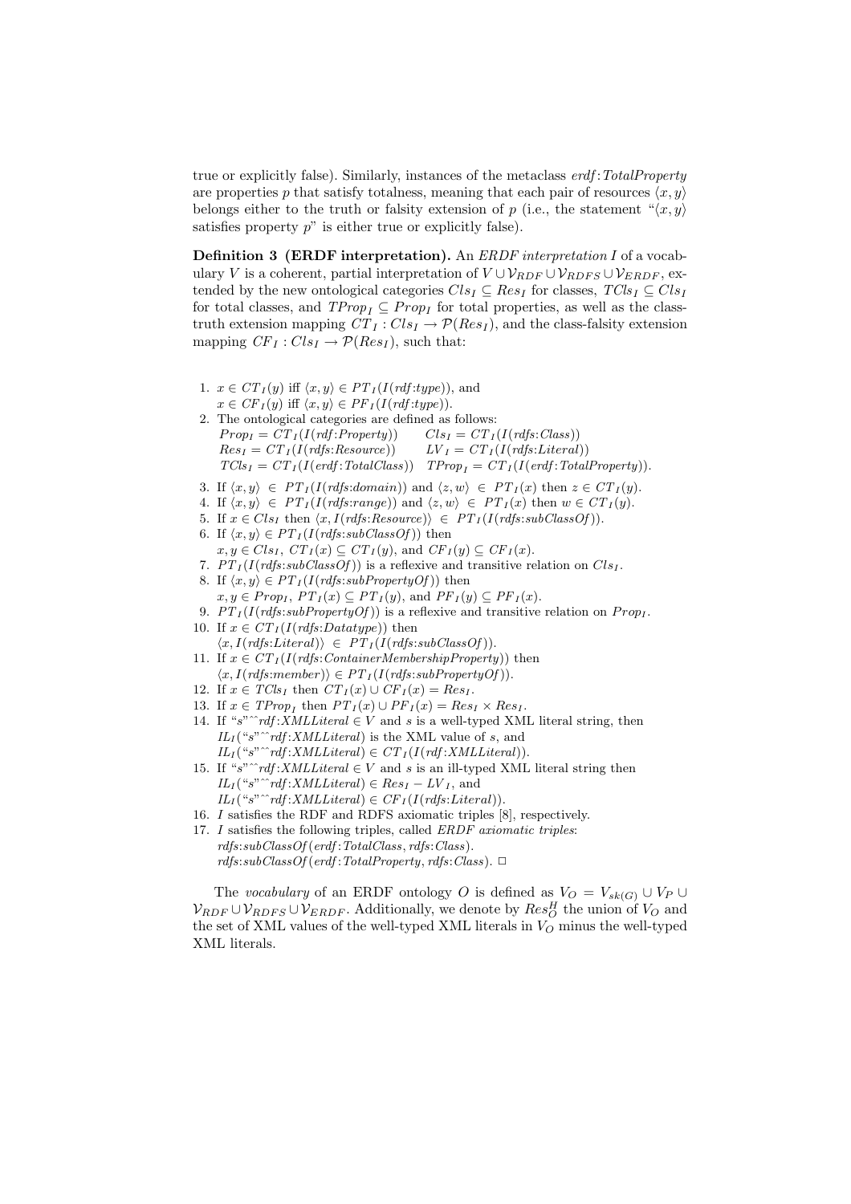true or explicitly false). Similarly, instances of the metaclass *erdf:TotalProperty* are properties $p$ that satisfy totalness, meaning that each pair of resources $\langle x, y\rangle$ belongs either to the truth or falsity extension of $p$ (i.e., the statement "$\langle x, y\rangle$ satisfies property $p$" is either true or explicitly false).

**Definition 3 (ERDF interpretation).** An *ERDF interpretation* $I$ of a vocabulary $V$ is a coherent, partial interpretation of $V \cup \mathcal{V}_{RDF} \cup \mathcal{V}_{RDFS} \cup \mathcal{V}_{ERDF}$, extended by the new ontological categories $Cls_I \subseteq Res_I$ for classes, $TCls_I \subseteq Cls_I$ for total classes, and $TProp_I \subseteq Prop_I$ for total properties, as well as the class-truth extension mapping $CT_I : Cls_I \rightarrow \mathcal{P}(Res_I)$, and the class-falsity extension mapping $CF_I : Cls_I \rightarrow \mathcal{P}(Res_I)$, such that:

1. $x \in CT_I(y)$ iff $\langle x, y\rangle \in PT_I(I(rdf{:}type))$, and
   $x \in CF_I(y)$ iff $\langle x, y\rangle \in PF_I(I(rdf{:}type))$.
2. The ontological categories are defined as follows:
   $Prop_I = CT_I(I(rdf{:}Property))$ $\quad Cls_I = CT_I(I(rdfs{:}Class))$
   $Res_I = CT_I(I(rdfs{:}Resource))$ $\quad LV_I = CT_I(I(rdfs{:}Literal))$
   $TCls_I = CT_I(I(erdf{:}TotalClass))$ $\quad TProp_I = CT_I(I(erdf{:}TotalProperty))$.
3. If $\langle x, y\rangle \in PT_I(I(rdfs{:}domain))$ and $\langle z, w\rangle \in PT_I(x)$ then $z \in CT_I(y)$.
4. If $\langle x, y\rangle \in PT_I(I(rdfs{:}range))$ and $\langle z, w\rangle \in PT_I(x)$ then $w \in CT_I(y)$.
5. If $x \in Cls_I$ then $\langle x, I(rdfs{:}Resource)\rangle \in PT_I(I(rdfs{:}subClassOf))$.
6. If $\langle x, y\rangle \in PT_I(I(rdfs{:}subClassOf))$ then
   $x, y \in Cls_I$, $CT_I(x) \subseteq CT_I(y)$, and $CF_I(y) \subseteq CF_I(x)$.
7. $PT_I(I(rdfs{:}subClassOf))$ is a reflexive and transitive relation on $Cls_I$.
8. If $\langle x, y\rangle \in PT_I(I(rdfs{:}subPropertyOf))$ then
   $x, y \in Prop_I$, $PT_I(x) \subseteq PT_I(y)$, and $PF_I(y) \subseteq PF_I(x)$.
9. $PT_I(I(rdfs{:}subPropertyOf))$ is a reflexive and transitive relation on $Prop_I$.
10. If $x \in CT_I(I(rdfs{:}Datatype))$ then
    $\langle x, I(rdfs{:}Literal)\rangle \in PT_I(I(rdfs{:}subClassOf))$.
11. If $x \in CT_I(I(rdfs{:}ContainerMembershipProperty))$ then
    $\langle x, I(rdfs{:}member)\rangle \in PT_I(I(rdfs{:}subPropertyOf))$.
12. If $x \in TCls_I$ then $CT_I(x) \cup CF_I(x) = Res_I$.
13. If $x \in TProp_I$ then $PT_I(x) \cup PF_I(x) = Res_I \times Res_I$.
14. If "$s$"^^$rdf{:}XMLLiteral \in V$ and $s$ is a well-typed XML literal string, then
    $IL_I($"$s$"^^$rdf{:}XMLLiteral)$ is the XML value of $s$, and
    $IL_I($"$s$"^^$rdf{:}XMLLiteral) \in CT_I(I(rdf{:}XMLLiteral))$.
15. If "$s$"^^$rdf{:}XMLLiteral \in V$ and $s$ is an ill-typed XML literal string then
    $IL_I($"$s$"^^$rdf{:}XMLLiteral) \in Res_I - LV_I$, and
    $IL_I($"$s$"^^$rdf{:}XMLLiteral) \in CF_I(I(rdfs{:}Literal))$.
16. $I$ satisfies the RDF and RDFS axiomatic triples [8], respectively.
17. $I$ satisfies the following triples, called *ERDF axiomatic triples*:
    *rdfs:subClassOf(erdf:TotalClass, rdfs:Class)*.
    *rdfs:subClassOf(erdf:TotalProperty, rdfs:Class)*. □

The *vocabulary* of an ERDF ontology $O$ is defined as $V_O = V_{sk(G)} \cup V_P \cup \mathcal{V}_{RDF} \cup \mathcal{V}_{RDFS} \cup \mathcal{V}_{ERDF}$. Additionally, we denote by $Res^H_O$ the union of $V_O$ and the set of XML values of the well-typed XML literals in $V_O$ minus the well-typed XML literals.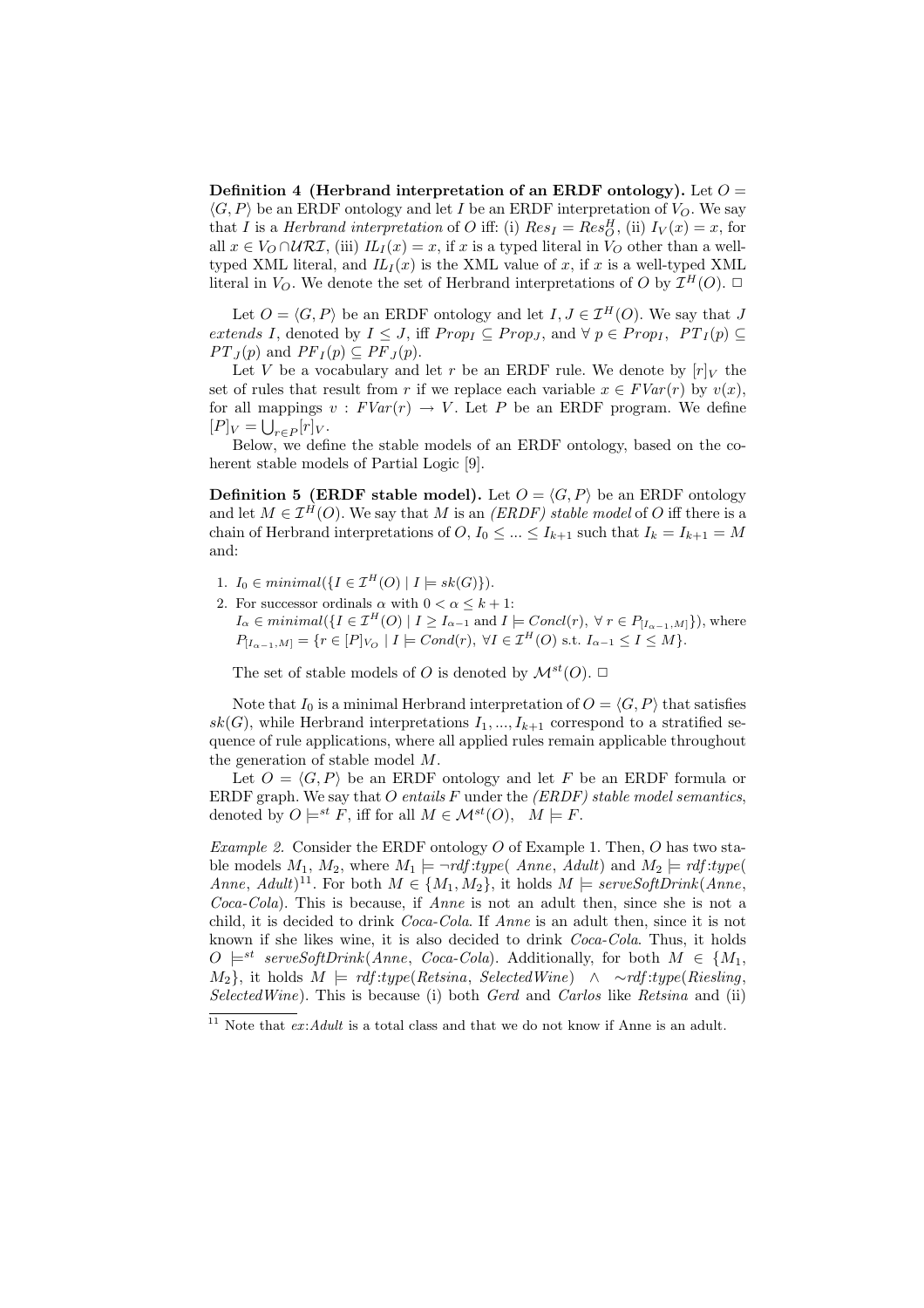**Definition 4 (Herbrand interpretation of an ERDF ontology).** Let $O = \langle G, P \rangle$ be an ERDF ontology and let $I$ be an ERDF interpretation of $V_O$. We say that $I$ is a *Herbrand interpretation* of $O$ iff: (i) $Res_I = Res_O^H$, (ii) $I_V(x) = x$, for all $x \in V_O \cap \mathcal{URI}$, (iii) $IL_I(x) = x$, if $x$ is a typed literal in $V_O$ other than a well-typed XML literal, and $IL_I(x)$ is the XML value of $x$, if $x$ is a well-typed XML literal in $V_O$. We denote the set of Herbrand interpretations of $O$ by $\mathcal{I}^H(O)$. $\Box$

Let $O = \langle G, P \rangle$ be an ERDF ontology and let $I, J \in \mathcal{I}^H(O)$. We say that $J$ *extends* $I$, denoted by $I \leq J$, iff $Prop_I \subseteq Prop_J$, and $\forall\, p \in Prop_I$, $PT_I(p) \subseteq PT_J(p)$ and $PF_I(p) \subseteq PF_J(p)$.

Let $V$ be a vocabulary and let $r$ be an ERDF rule. We denote by $[r]_V$ the set of rules that result from $r$ if we replace each variable $x \in FVar(r)$ by $v(x)$, for all mappings $v : FVar(r) \to V$. Let $P$ be an ERDF program. We define $[P]_V = \bigcup_{r \in P} [r]_V$.

Below, we define the stable models of an ERDF ontology, based on the coherent stable models of Partial Logic [9].

**Definition 5 (ERDF stable model).** Let $O = \langle G, P \rangle$ be an ERDF ontology and let $M \in \mathcal{I}^H(O)$. We say that $M$ is an *(ERDF) stable model* of $O$ iff there is a chain of Herbrand interpretations of $O$, $I_0 \leq ... \leq I_{k+1}$ such that $I_k = I_{k+1} = M$ and:

1. $I_0 \in minimal(\{I \in \mathcal{I}^H(O) \mid I \models sk(G)\})$.
2. For successor ordinals $\alpha$ with $0 < \alpha \leq k+1$:
   $I_\alpha \in minimal(\{I \in \mathcal{I}^H(O) \mid I \geq I_{\alpha-1}$ and $I \models Concl(r),\ \forall\, r \in P_{[I_{\alpha-1}, M]}\})$, where $P_{[I_{\alpha-1}, M]} = \{r \in [P]_{V_O} \mid I \models Cond(r),\ \forall I \in \mathcal{I}^H(O)$ s.t. $I_{\alpha-1} \leq I \leq M\}$.

The set of stable models of $O$ is denoted by $\mathcal{M}^{st}(O)$. $\Box$

Note that $I_0$ is a minimal Herbrand interpretation of $O = \langle G, P \rangle$ that satisfies $sk(G)$, while Herbrand interpretations $I_1, ..., I_{k+1}$ correspond to a stratified sequence of rule applications, where all applied rules remain applicable throughout the generation of stable model $M$.

Let $O = \langle G, P \rangle$ be an ERDF ontology and let $F$ be an ERDF formula or ERDF graph. We say that $O$ *entails* $F$ under the *(ERDF) stable model semantics*, denoted by $O \models^{st} F$, iff for all $M \in \mathcal{M}^{st}(O)$, $M \models F$.

*Example 2.* Consider the ERDF ontology $O$ of Example 1. Then, $O$ has two stable models $M_1$, $M_2$, where $M_1 \models \neg rdf{:}type(\ Anne,\ Adult)$ and $M_2 \models rdf{:}type(\ Anne,\ Adult)$[11]. For both $M \in \{M_1, M_2\}$, it holds $M \models serveSoftDrink(Anne,$ $Coca\text{-}Cola)$. This is because, if *Anne* is not an adult then, since she is not a child, it is decided to drink *Coca-Cola*. If *Anne* is an adult then, since it is not known if she likes wine, it is also decided to drink *Coca-Cola*. Thus, it holds $O \models^{st} serveSoftDrink(Anne,\ Coca\text{-}Cola)$. Additionally, for both $M \in \{M_1,$ $M_2\}$, it holds $M \models rdf{:}type(Retsina,\ SelectedWine)\ \wedge\ \sim rdf{:}type(Riesling,$ $SelectedWine)$. This is because (i) both *Gerd* and *Carlos* like *Retsina* and (ii)

[11] Note that *ex:Adult* is a total class and that we do not know if Anne is an adult.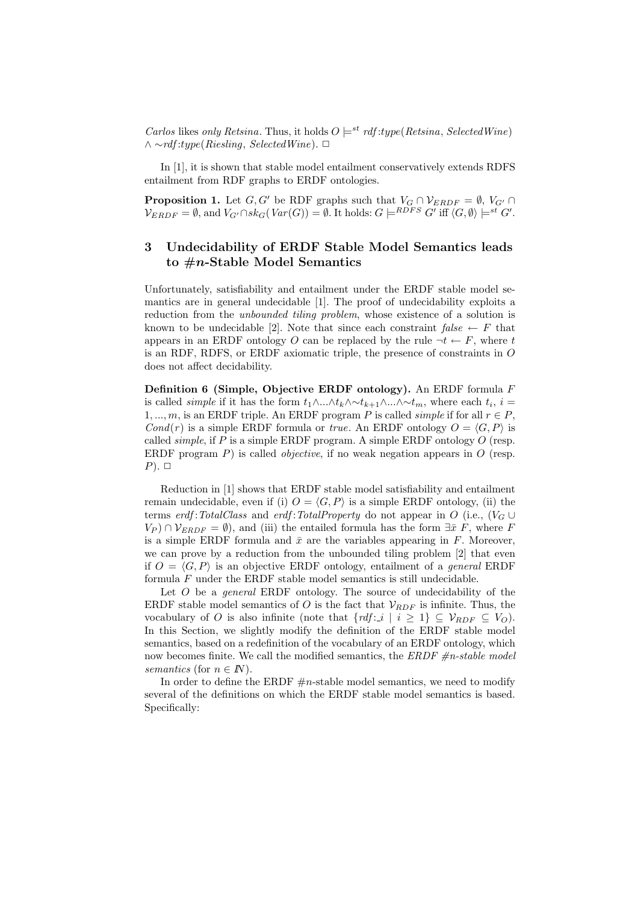*Carlos* likes *only Retsina*. Thus, it holds $O \models^{st} rdf{:}type(Retsina, SelectedWine) \wedge \sim rdf{:}type(Riesling, SelectedWine)$. $\Box$

In [1], it is shown that stable model entailment conservatively extends RDFS entailment from RDF graphs to ERDF ontologies.

**Proposition 1.** Let $G, G'$ be RDF graphs such that $V_G \cap \mathcal{V}_{ERDF} = \emptyset$, $V_{G'} \cap \mathcal{V}_{ERDF} = \emptyset$, and $V_{G'} \cap sk_G(Var(G)) = \emptyset$. It holds: $G \models^{RDFS} G'$ iff $\langle G, \emptyset \rangle \models^{st} G'$.

## 3 Undecidability of ERDF Stable Model Semantics leads to #*n*-Stable Model Semantics

Unfortunately, satisfiability and entailment under the ERDF stable model semantics are in general undecidable [1]. The proof of undecidability exploits a reduction from the *unbounded tiling problem*, whose existence of a solution is known to be undecidable [2]. Note that since each constraint $false \leftarrow F$ that appears in an ERDF ontology $O$ can be replaced by the rule $\neg t \leftarrow F$, where $t$ is an RDF, RDFS, or ERDF axiomatic triple, the presence of constraints in $O$ does not affect decidability.

**Definition 6 (Simple, Objective ERDF ontology).** An ERDF formula $F$ is called *simple* if it has the form $t_1 \wedge ... \wedge t_k \wedge \sim t_{k+1} \wedge ... \wedge \sim t_m$, where each $t_i$, $i = 1, ..., m$, is an ERDF triple. An ERDF program $P$ is called *simple* if for all $r \in P$, $Cond(r)$ is a simple ERDF formula or *true*. An ERDF ontology $O = \langle G, P \rangle$ is called *simple*, if $P$ is a simple ERDF program. A simple ERDF ontology $O$ (resp. ERDF program $P$) is called *objective*, if no weak negation appears in $O$ (resp. $P$). $\Box$

Reduction in [1] shows that ERDF stable model satisfiability and entailment remain undecidable, even if (i) $O = \langle G, P \rangle$ is a simple ERDF ontology, (ii) the terms *erdf:TotalClass* and *erdf:TotalProperty* do not appear in $O$ (i.e., $(V_G \cup V_P) \cap \mathcal{V}_{ERDF} = \emptyset$), and (iii) the entailed formula has the form $\exists \bar{x}\ F$, where $F$ is a simple ERDF formula and $\bar{x}$ are the variables appearing in $F$. Moreover, we can prove by a reduction from the unbounded tiling problem [2] that even if $O = \langle G, P \rangle$ is an objective ERDF ontology, entailment of a *general* ERDF formula $F$ under the ERDF stable model semantics is still undecidable.

Let $O$ be a *general* ERDF ontology. The source of undecidability of the ERDF stable model semantics of $O$ is the fact that $\mathcal{V}_{RDF}$ is infinite. Thus, the vocabulary of $O$ is also infinite (note that $\{rdf{:}\_i \mid i \geq 1\} \subseteq \mathcal{V}_{RDF} \subseteq V_O$). In this Section, we slightly modify the definition of the ERDF stable model semantics, based on a redefinition of the vocabulary of an ERDF ontology, which now becomes finite. We call the modified semantics, the *ERDF #n-stable model semantics* (for $n \in I\!N$).

In order to define the ERDF #$n$-stable model semantics, we need to modify several of the definitions on which the ERDF stable model semantics is based. Specifically: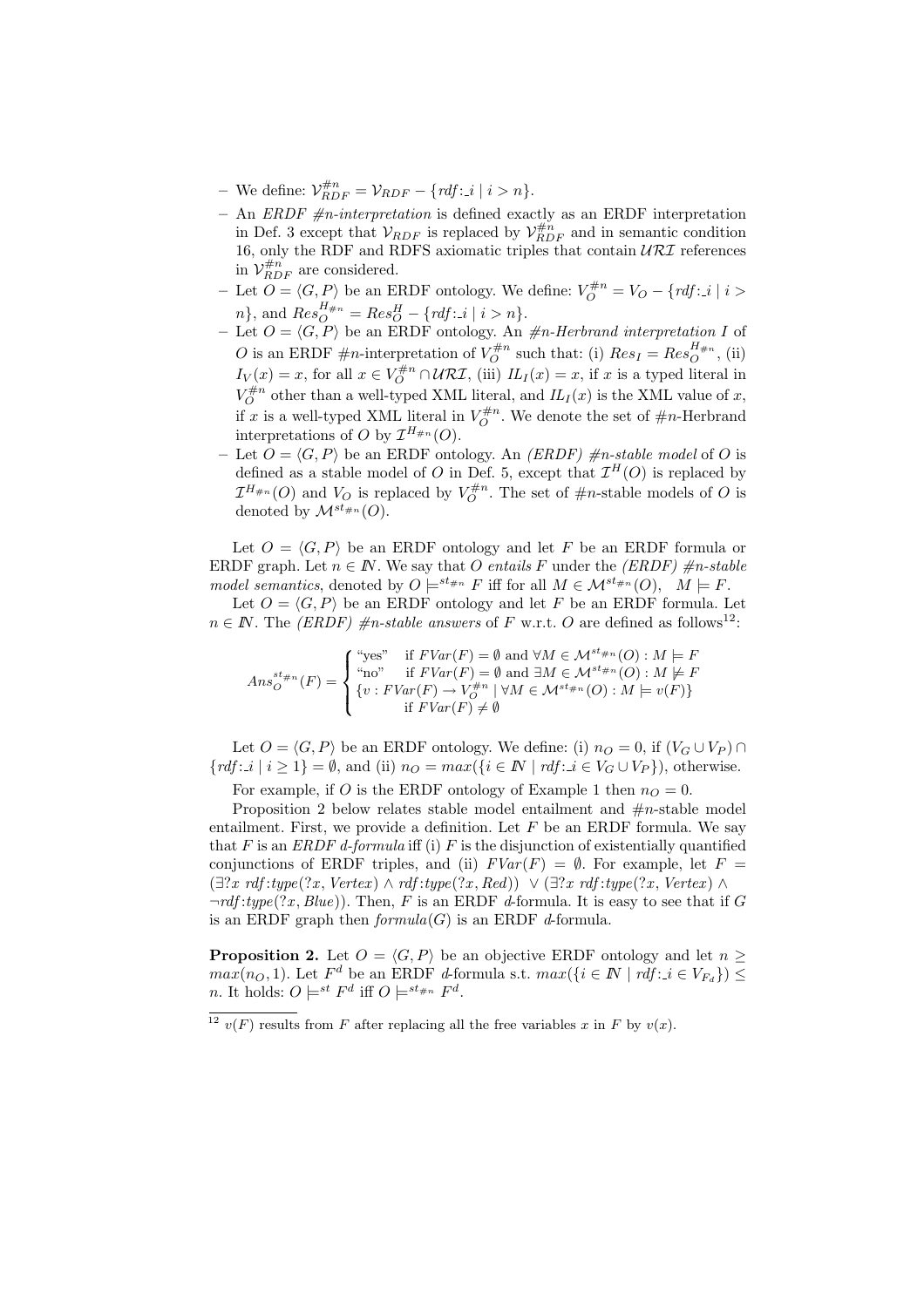- We define: $\mathcal{V}_{RDF}^{\#n} = \mathcal{V}_{RDF} - \{rdf{:}\_i \mid i > n\}$.
- An *ERDF #n-interpretation* is defined exactly as an ERDF interpretation in Def. 3 except that $\mathcal{V}_{RDF}$ is replaced by $\mathcal{V}_{RDF}^{\#n}$ and in semantic condition 16, only the RDF and RDFS axiomatic triples that contain $\mathcal{URI}$ references in $\mathcal{V}_{RDF}^{\#n}$ are considered.
- Let $O = \langle G, P \rangle$ be an ERDF ontology. We define: $V_O^{\#n} = V_O - \{rdf{:}\_i \mid i > n\}$, and $Res_O^{H_{\#n}} = Res_O^H - \{rdf{:}\_i \mid i > n\}$.
- Let $O = \langle G, P \rangle$ be an ERDF ontology. An *#n-Herbrand interpretation* $I$ of $O$ is an ERDF #n-interpretation of $V_O^{\#n}$ such that: (i) $Res_I = Res_O^{H_{\#n}}$, (ii) $I_V(x) = x$, for all $x \in V_O^{\#n} \cap \mathcal{URI}$, (iii) $IL_I(x) = x$, if $x$ is a typed literal in $V_O^{\#n}$ other than a well-typed XML literal, and $IL_I(x)$ is the XML value of $x$, if $x$ is a well-typed XML literal in $V_O^{\#n}$. We denote the set of #n-Herbrand interpretations of $O$ by $\mathcal{I}^{H_{\#n}}(O)$.
- Let $O = \langle G, P \rangle$ be an ERDF ontology. An *(ERDF) #n-stable model* of $O$ is defined as a stable model of $O$ in Def. 5, except that $\mathcal{I}^H(O)$ is replaced by $\mathcal{I}^{H_{\#n}}(O)$ and $V_O$ is replaced by $V_O^{\#n}$. The set of #n-stable models of $O$ is denoted by $\mathcal{M}^{st_{\#n}}(O)$.

Let $O = \langle G, P \rangle$ be an ERDF ontology and let $F$ be an ERDF formula or ERDF graph. Let $n \in I\!N$. We say that $O$ *entails* $F$ under the *(ERDF) #n-stable model semantics*, denoted by $O \models^{st_{\#n}} F$ iff for all $M \in \mathcal{M}^{st_{\#n}}(O)$, $M \models F$.

Let $O = \langle G, P \rangle$ be an ERDF ontology and let $F$ be an ERDF formula. Let $n \in I\!N$. The *(ERDF) #n-stable answers* of $F$ w.r.t. $O$ are defined as follows[12]:

$$Ans_O^{st_{\#n}}(F) = \begin{cases} \text{"yes"} & \text{if } FVar(F) = \emptyset \text{ and } \forall M \in \mathcal{M}^{st_{\#n}}(O) : M \models F \\ \text{"no"} & \text{if } FVar(F) = \emptyset \text{ and } \exists M \in \mathcal{M}^{st_{\#n}}(O) : M \not\models F \\ \{v : FVar(F) \to V_O^{\#n} \mid \forall M \in \mathcal{M}^{st_{\#n}}(O) : M \models v(F)\} & \\ \quad \text{if } FVar(F) \neq \emptyset & \end{cases}$$

Let $O = \langle G, P \rangle$ be an ERDF ontology. We define: (i) $n_O = 0$, if $(V_G \cup V_P) \cap \{rdf{:}\_i \mid i \geq 1\} = \emptyset$, and (ii) $n_O = max(\{i \in I\!N \mid rdf{:}\_i \in V_G \cup V_P\})$, otherwise.

For example, if $O$ is the ERDF ontology of Example 1 then $n_O = 0$.

Proposition 2 below relates stable model entailment and #n-stable model entailment. First, we provide a definition. Let $F$ be an ERDF formula. We say that $F$ is an *ERDF d-formula* iff (i) $F$ is the disjunction of existentially quantified conjunctions of ERDF triples, and (ii) $FVar(F) = \emptyset$. For example, let $F = (\exists ?x\ rdf{:}type(?x, Vertex) \wedge rdf{:}type(?x, Red)) \vee (\exists ?x\ rdf{:}type(?x, Vertex) \wedge \neg rdf{:}type(?x, Blue))$. Then, $F$ is an ERDF $d$-formula. It is easy to see that if $G$ is an ERDF graph then $formula(G)$ is an ERDF $d$-formula.

**Proposition 2.** Let $O = \langle G, P \rangle$ be an objective ERDF ontology and let $n \geq max(n_O, 1)$. Let $F^d$ be an ERDF $d$-formula s.t. $max(\{i \in I\!N \mid rdf{:}\_i \in V_{F_d}\}) \leq n$. It holds: $O \models^{st} F^d$ iff $O \models^{st_{\#n}} F^d$.

[12] $v(F)$ results from $F$ after replacing all the free variables $x$ in $F$ by $v(x)$.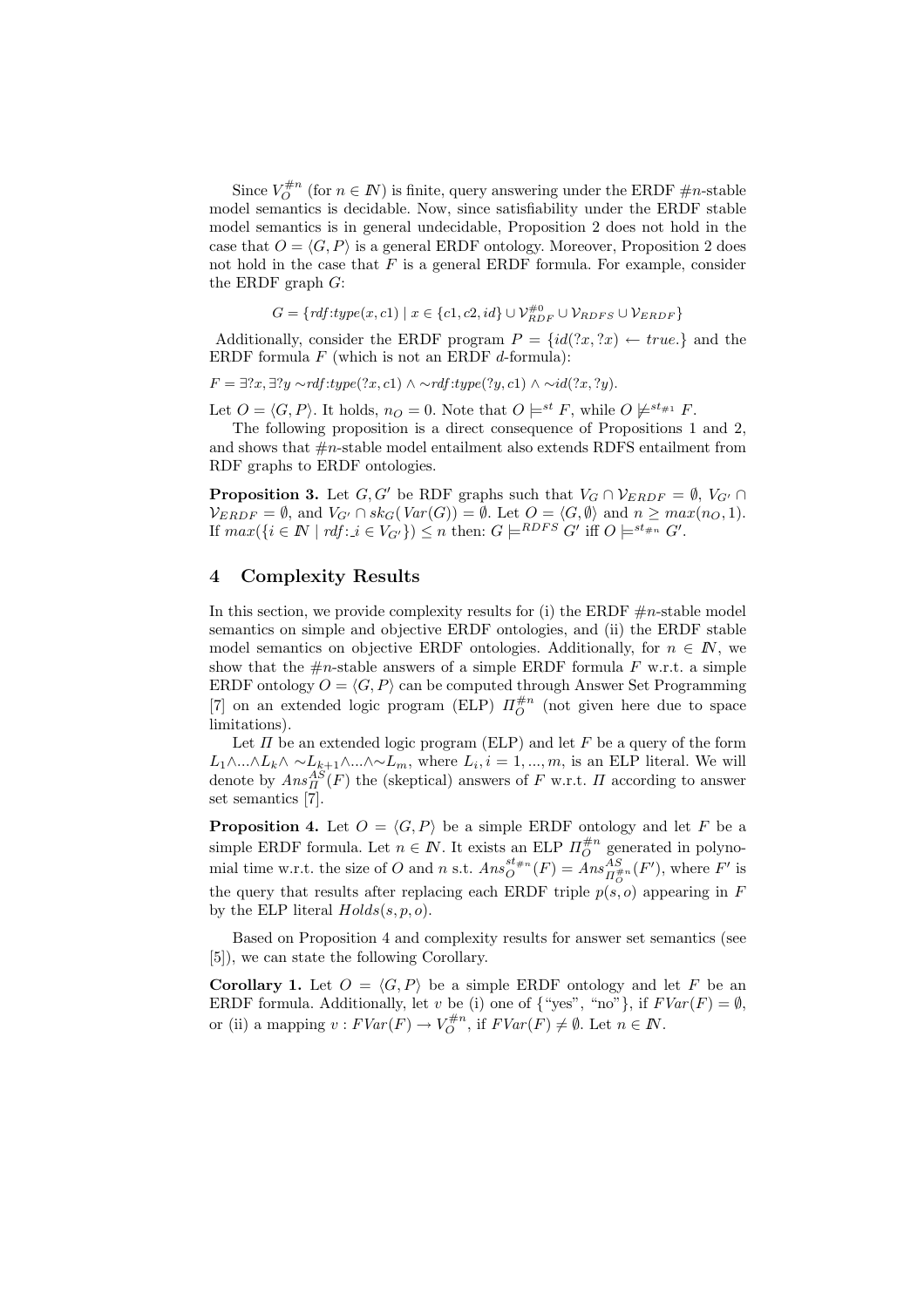Since $V_O^{\#n}$ (for $n \in I\!N$) is finite, query answering under the ERDF $\#n$-stable model semantics is decidable. Now, since satisfiability under the ERDF stable model semantics is in general undecidable, Proposition 2 does not hold in the case that $O = \langle G, P \rangle$ is a general ERDF ontology. Moreover, Proposition 2 does not hold in the case that $F$ is a general ERDF formula. For example, consider the ERDF graph $G$:

$$G = \{rdf\text{:}type(x, c1) \mid x \in \{c1, c2, id\} \cup \mathcal{V}_{RDF}^{\#0} \cup \mathcal{V}_{RDFS} \cup \mathcal{V}_{ERDF}\}$$

Additionally, consider the ERDF program $P = \{id(?x, ?x) \leftarrow true.\}$ and the ERDF formula $F$ (which is not an ERDF $d$-formula):

$F = \exists ?x, \exists ?y \sim rdf\text{:}type(?x, c1) \wedge \sim rdf\text{:}type(?y, c1) \wedge \sim id(?x, ?y)$.

Let $O = \langle G, P \rangle$. It holds, $n_O = 0$. Note that $O \models^{st} F$, while $O \not\models^{st_{\#1}} F$.

The following proposition is a direct consequence of Propositions 1 and 2, and shows that $\#n$-stable model entailment also extends RDFS entailment from RDF graphs to ERDF ontologies.

**Proposition 3.** Let $G, G'$ be RDF graphs such that $V_G \cap \mathcal{V}_{ERDF} = \emptyset$, $V_{G'} \cap \mathcal{V}_{ERDF} = \emptyset$, and $V_{G'} \cap sk_G(Var(G)) = \emptyset$. Let $O = \langle G, \emptyset \rangle$ and $n \geq max(n_O, 1)$. If $max(\{i \in I\!N \mid rdf\text{:}\_i \in V_{G'}\}) \leq n$ then: $G \models^{RDFS} G'$ iff $O \models^{st_{\#n}} G'$.

## 4 Complexity Results

In this section, we provide complexity results for (i) the ERDF $\#n$-stable model semantics on simple and objective ERDF ontologies, and (ii) the ERDF stable model semantics on objective ERDF ontologies. Additionally, for $n \in I\!N$, we show that the $\#n$-stable answers of a simple ERDF formula $F$ w.r.t. a simple ERDF ontology $O = \langle G, P \rangle$ can be computed through Answer Set Programming [7] on an extended logic program (ELP) $\Pi_O^{\#n}$ (not given here due to space limitations).

Let $\Pi$ be an extended logic program (ELP) and let $F$ be a query of the form $L_1 \wedge ... \wedge L_k \wedge \sim L_{k+1} \wedge ... \wedge \sim L_m$, where $L_i, i = 1, ..., m$, is an ELP literal. We will denote by $Ans_{\Pi}^{AS}(F)$ the (skeptical) answers of $F$ w.r.t. $\Pi$ according to answer set semantics [7].

**Proposition 4.** Let $O = \langle G, P \rangle$ be a simple ERDF ontology and let $F$ be a simple ERDF formula. Let $n \in I\!N$. It exists an ELP $\Pi_O^{\#n}$ generated in polynomial time w.r.t. the size of $O$ and $n$ s.t. $Ans_O^{st_{\#n}}(F) = Ans_{\Pi_O^{\#n}}^{AS}(F')$, where $F'$ is the query that results after replacing each ERDF triple $p(s, o)$ appearing in $F$ by the ELP literal $Holds(s, p, o)$.

Based on Proposition 4 and complexity results for answer set semantics (see [5]), we can state the following Corollary.

**Corollary 1.** Let $O = \langle G, P \rangle$ be a simple ERDF ontology and let $F$ be an ERDF formula. Additionally, let $v$ be (i) one of {"yes", "no"}, if $FVar(F) = \emptyset$, or (ii) a mapping $v : FVar(F) \rightarrow V_O^{\#n}$, if $FVar(F) \neq \emptyset$. Let $n \in I\!N$.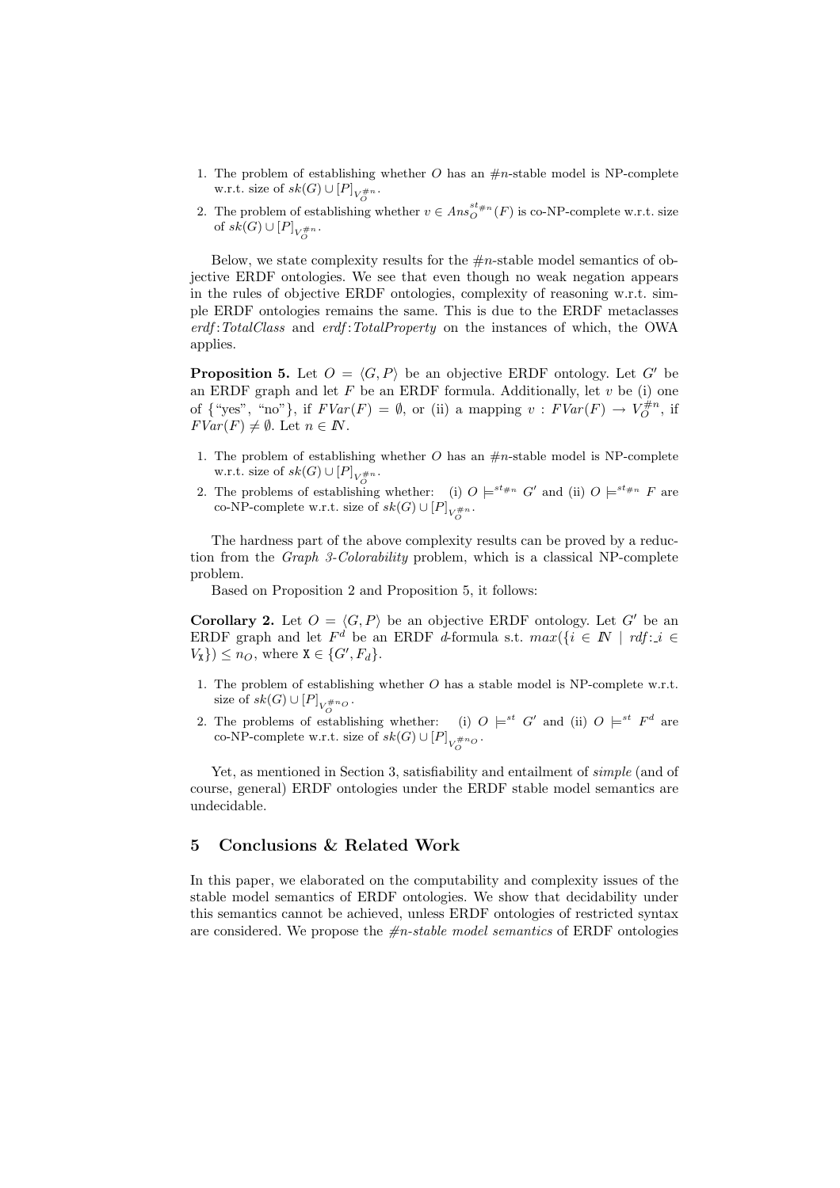1. The problem of establishing whether $O$ has an $\#n$-stable model is NP-complete w.r.t. size of $sk(G) \cup [P]_{V_O^{\#n}}$.
2. The problem of establishing whether $v \in Ans_O^{st\#n}(F)$ is co-NP-complete w.r.t. size of $sk(G) \cup [P]_{V_O^{\#n}}$.

Below, we state complexity results for the $\#n$-stable model semantics of objective ERDF ontologies. We see that even though no weak negation appears in the rules of objective ERDF ontologies, complexity of reasoning w.r.t. simple ERDF ontologies remains the same. This is due to the ERDF metaclasses *erdf:TotalClass* and *erdf:TotalProperty* on the instances of which, the OWA applies.

**Proposition 5.** Let $O = \langle G, P \rangle$ be an objective ERDF ontology. Let $G'$ be an ERDF graph and let $F$ be an ERDF formula. Additionally, let $v$ be (i) one of {"yes", "no"}, if $FVar(F) = \emptyset$, or (ii) a mapping $v : FVar(F) \to V_O^{\#n}$, if $FVar(F) \neq \emptyset$. Let $n \in \mathbb{N}$.

1. The problem of establishing whether $O$ has an $\#n$-stable model is NP-complete w.r.t. size of $sk(G) \cup [P]_{V_O^{\#n}}$.
2. The problems of establishing whether: (i) $O \models^{st\#n} G'$ and (ii) $O \models^{st\#n} F$ are co-NP-complete w.r.t. size of $sk(G) \cup [P]_{V_O^{\#n}}$.

The hardness part of the above complexity results can be proved by a reduction from the *Graph 3-Colorability* problem, which is a classical NP-complete problem.

Based on Proposition 2 and Proposition 5, it follows:

**Corollary 2.** Let $O = \langle G, P \rangle$ be an objective ERDF ontology. Let $G'$ be an ERDF graph and let $F^d$ be an ERDF $d$-formula s.t. $max(\{i \in \mathbb{N} \mid rdf{:}\_i \in V_{\mathtt{X}}\}) \leq n_O$, where $\mathtt{X} \in \{G', F_d\}$.

1. The problem of establishing whether $O$ has a stable model is NP-complete w.r.t. size of $sk(G) \cup [P]_{V_O^{\#n_O}}$.
2. The problems of establishing whether: (i) $O \models^{st} G'$ and (ii) $O \models^{st} F^d$ are co-NP-complete w.r.t. size of $sk(G) \cup [P]_{V_O^{\#n_O}}$.

Yet, as mentioned in Section 3, satisfiability and entailment of *simple* (and of course, general) ERDF ontologies under the ERDF stable model semantics are undecidable.

## 5 Conclusions & Related Work

In this paper, we elaborated on the computability and complexity issues of the stable model semantics of ERDF ontologies. We show that decidability under this semantics cannot be achieved, unless ERDF ontologies of restricted syntax are considered. We propose the *#n-stable model semantics* of ERDF ontologies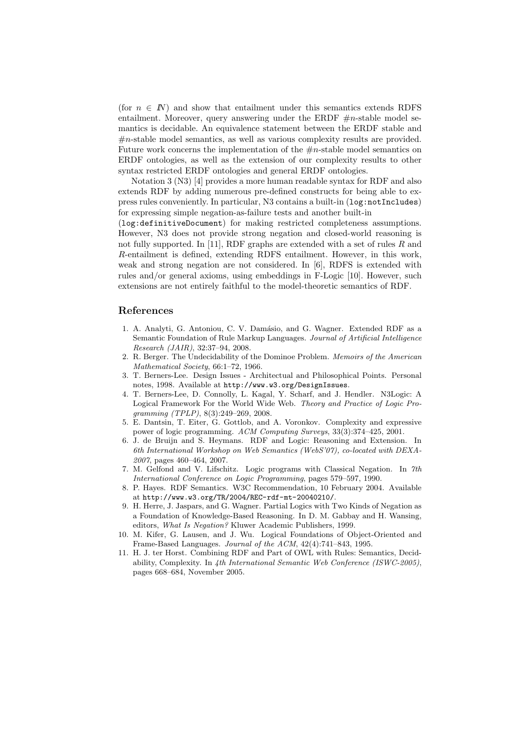(for $n \in I\!N$) and show that entailment under this semantics extends RDFS entailment. Moreover, query answering under the ERDF $\#n$-stable model semantics is decidable. An equivalence statement between the ERDF stable and $\#n$-stable model semantics, as well as various complexity results are provided. Future work concerns the implementation of the $\#n$-stable model semantics on ERDF ontologies, as well as the extension of our complexity results to other syntax restricted ERDF ontologies and general ERDF ontologies.

Notation 3 (N3) [4] provides a more human readable syntax for RDF and also extends RDF by adding numerous pre-defined constructs for being able to express rules conveniently. In particular, N3 contains a built-in (`log:notIncludes`) for expressing simple negation-as-failure tests and another built-in (`log:definitiveDocument`) for making restricted completeness assumptions. However, N3 does not provide strong negation and closed-world reasoning is not fully supported. In [11], RDF graphs are extended with a set of rules $R$ and $R$-entailment is defined, extending RDFS entailment. However, in this work, weak and strong negation are not considered. In [6], RDFS is extended with rules and/or general axioms, using embeddings in F-Logic [10]. However, such extensions are not entirely faithful to the model-theoretic semantics of RDF.

## References

1. A. Analyti, G. Antoniou, C. V. Damásio, and G. Wagner. Extended RDF as a Semantic Foundation of Rule Markup Languages. *Journal of Artificial Intelligence Research (JAIR)*, 32:37–94, 2008.
2. R. Berger. The Undecidability of the Dominoe Problem. *Memoirs of the American Mathematical Society*, 66:1–72, 1966.
3. T. Berners-Lee. Design Issues - Architectual and Philosophical Points. Personal notes, 1998. Available at `http://www.w3.org/DesignIssues`.
4. T. Berners-Lee, D. Connolly, L. Kagal, Y. Scharf, and J. Hendler. N3Logic: A Logical Framework For the World Wide Web. *Theory and Practice of Logic Programming (TPLP)*, 8(3):249–269, 2008.
5. E. Dantsin, T. Eiter, G. Gottlob, and A. Voronkov. Complexity and expressive power of logic programming. *ACM Computing Surveys*, 33(3):374–425, 2001.
6. J. de Bruijn and S. Heymans. RDF and Logic: Reasoning and Extension. In *6th International Workshop on Web Semantics (WebS'07), co-located with DEXA-2007*, pages 460–464, 2007.
7. M. Gelfond and V. Lifschitz. Logic programs with Classical Negation. In *7th International Conference on Logic Programming*, pages 579–597, 1990.
8. P. Hayes. RDF Semantics. W3C Recommendation, 10 February 2004. Available at `http://www.w3.org/TR/2004/REC-rdf-mt-20040210/`.
9. H. Herre, J. Jaspars, and G. Wagner. Partial Logics with Two Kinds of Negation as a Foundation of Knowledge-Based Reasoning. In D. M. Gabbay and H. Wansing, editors, *What Is Negation?* Kluwer Academic Publishers, 1999.
10. M. Kifer, G. Lausen, and J. Wu. Logical Foundations of Object-Oriented and Frame-Based Languages. *Journal of the ACM*, 42(4):741–843, 1995.
11. H. J. ter Horst. Combining RDF and Part of OWL with Rules: Semantics, Decidability, Complexity. In *4th International Semantic Web Conference (ISWC-2005)*, pages 668–684, November 2005.